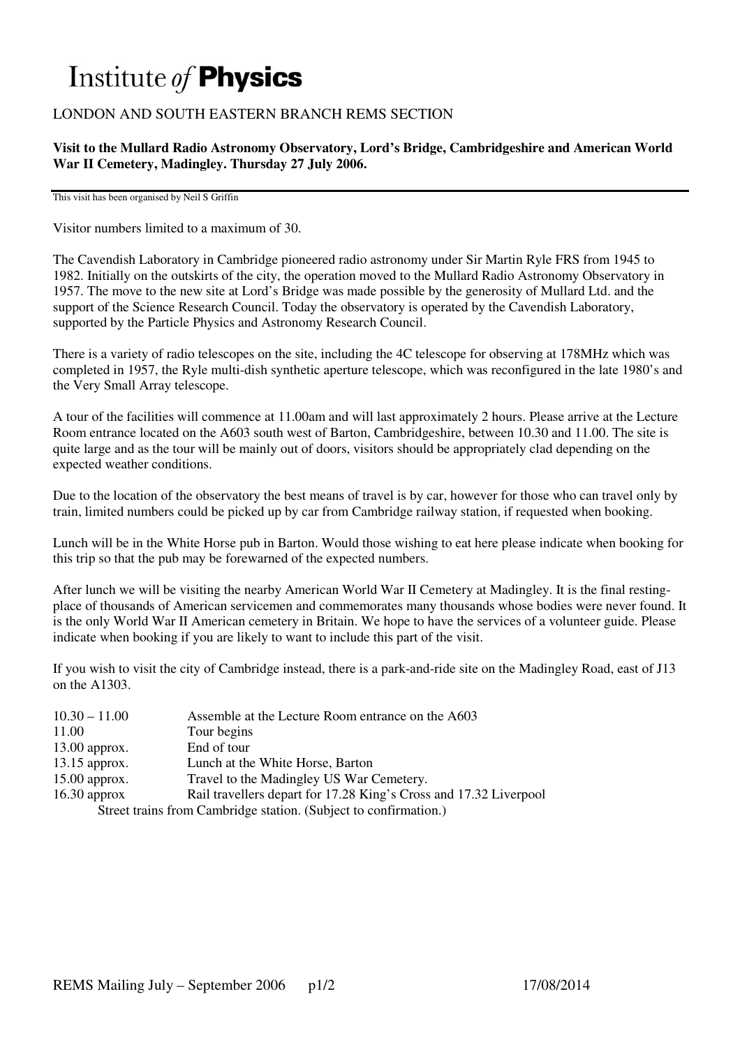# Institute *of* **Physics**

LONDON AND SOUTH EASTERN BRANCH REMS SECTION

**Visit to the Mullard Radio Astronomy Observatory, Lord's Bridge, Cambridgeshire and American World War II Cemetery, Madingley. Thursday 27 July 2006.**

This visit has been organised by Neil S Griffin

Visitor numbers limited to a maximum of 30.

The Cavendish Laboratory in Cambridge pioneered radio astronomy under Sir Martin Ryle FRS from 1945 to 1982. Initially on the outskirts of the city, the operation moved to the Mullard Radio Astronomy Observatory in 1957. The move to the new site at Lord's Bridge was made possible by the generosity of Mullard Ltd. and the support of the Science Research Council. Today the observatory is operated by the Cavendish Laboratory, supported by the Particle Physics and Astronomy Research Council.

There is a variety of radio telescopes on the site, including the 4C telescope for observing at 178MHz which was completed in 1957, the Ryle multi-dish synthetic aperture telescope, which was reconfigured in the late 1980's and the Very Small Array telescope.

A tour of the facilities will commence at 11.00am and will last approximately 2 hours. Please arrive at the Lecture Room entrance located on the A603 south west of Barton, Cambridgeshire, between 10.30 and 11.00. The site is quite large and as the tour will be mainly out of doors, visitors should be appropriately clad depending on the expected weather conditions.

Due to the location of the observatory the best means of travel is by car, however for those who can travel only by train, limited numbers could be picked up by car from Cambridge railway station, if requested when booking.

Lunch will be in the White Horse pub in Barton. Would those wishing to eat here please indicate when booking for this trip so that the pub may be forewarned of the expected numbers.

After lunch we will be visiting the nearby American World War II Cemetery at Madingley. It is the final resting-place of thousands of American servicemen and commemorates many thousands whose bodies were never found. It is the only World War II American cemetery in Britain. We hope to have the services of a volunteer guide. Please indicate when booking if you are likely to want to include this part of the visit.

If you wish to visit the city of Cambridge instead, there is a park-and-ride site on the Madingley Road, east of J13 on the A1303.

| | |
|---|---|
| 10.30 – 11.00 | Assemble at the Lecture Room entrance on the A603 |
| 11.00 | Tour begins |
| 13.00 approx. | End of tour |
| 13.15 approx. | Lunch at the White Horse, Barton |
| 15.00 approx. | Travel to the Madingley US War Cemetery. |
| 16.30 approx | Rail travellers depart for 17.28 King's Cross and 17.32 Liverpool Street trains from Cambridge station. (Subject to confirmation.) |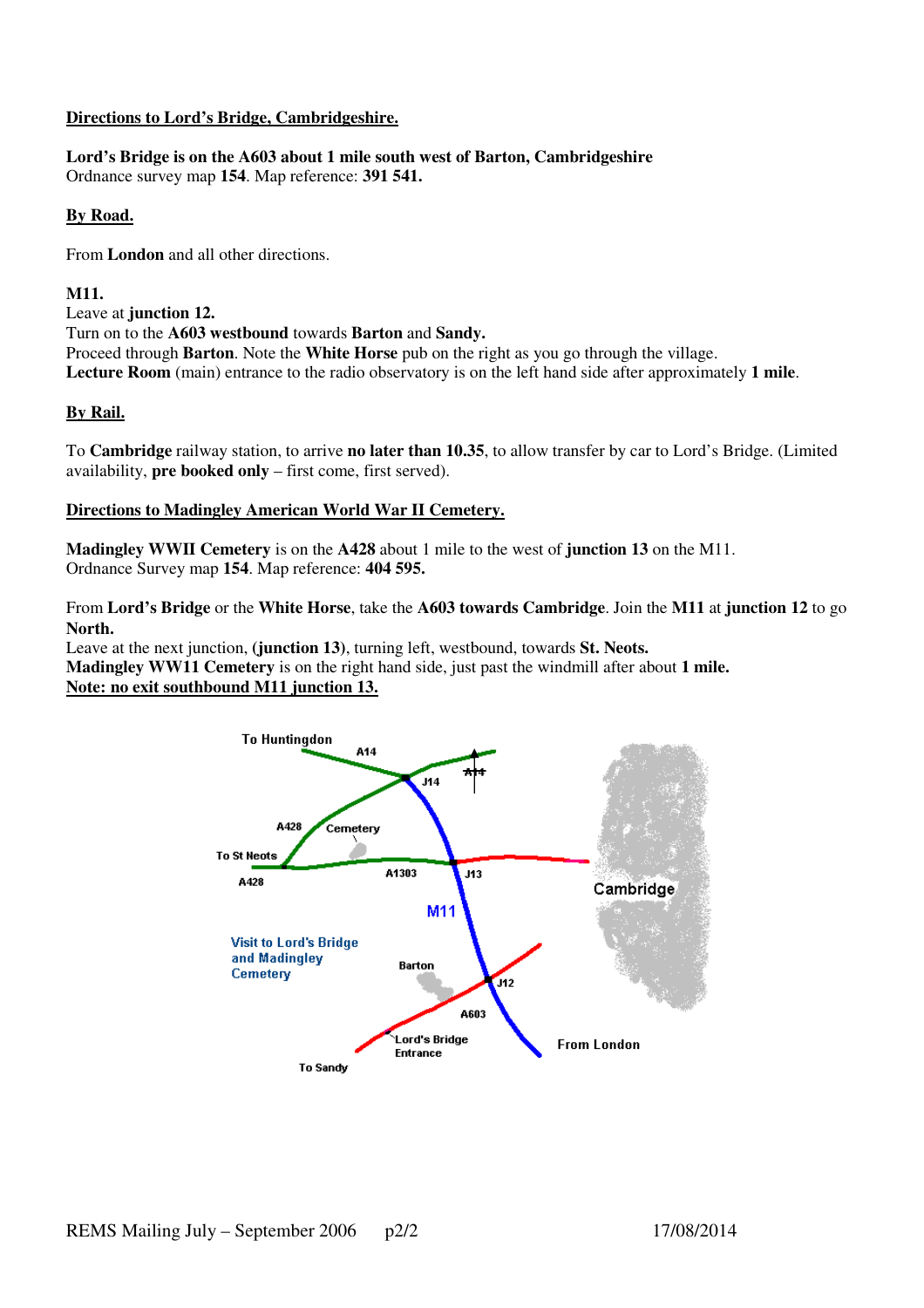## Directions to Lord's Bridge, Cambridgeshire.

**Lord's Bridge is on the A603 about 1 mile south west of Barton, Cambridgeshire**
Ordnance survey map **154**. Map reference: **391 541.**

## By Road.

From **London** and all other directions.

**M11.**
Leave at **junction 12.**
Turn on to the **A603 westbound** towards **Barton** and **Sandy.**
Proceed through **Barton**. Note the **White Horse** pub on the right as you go through the village.
**Lecture Room** (main) entrance to the radio observatory is on the left hand side after approximately **1 mile**.

## By Rail.

To **Cambridge** railway station, to arrive **no later than 10.35**, to allow transfer by car to Lord's Bridge. (Limited availability, **pre booked only** – first come, first served).

## Directions to Madingley American World War II Cemetery.

**Madingley WWII Cemetery** is on the **A428** about 1 mile to the west of **junction 13** on the M11.
Ordnance Survey map **154**. Map reference: **404 595.**

From **Lord's Bridge** or the **White Horse**, take the **A603 towards Cambridge**. Join the **M11** at **junction 12** to go **North.**
Leave at the next junction, **(junction 13)**, turning left, westbound, towards **St. Neots.**
**Madingley WW11 Cemetery** is on the right hand side, just past the windmill after about **1 mile.**
**Note: no exit southbound M11 junction 13.**

To Huntingdon
A14
J14
A14
A428
Cemetery
To St Neots
A428
A1303
J13
Cambridge
M11
Visit to Lord's Bridge and Madingley Cemetery
Barton
J12
A603
Lord's Bridge Entrance
From London
To Sandy